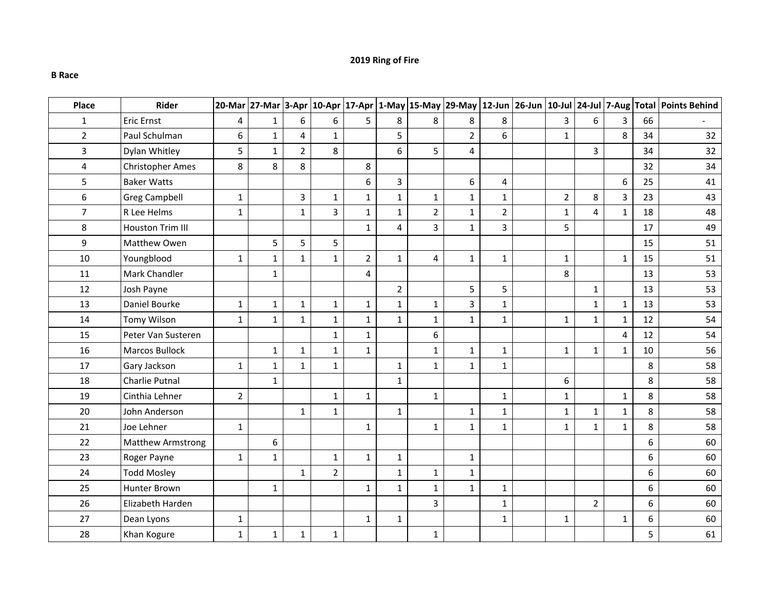**2019 Ring of Fire**

**B Race**

| Place | Rider | 20-Mar | 27-Mar | 3-Apr | 10-Apr | 17-Apr | 1-May | 15-May | 29-May | 12-Jun | 26-Jun | 10-Jul | 24-Jul | 7-Aug | Total | Points Behind |
|---|---|---|---|---|---|---|---|---|---|---|---|---|---|---|---|---|
| 1 | Eric Ernst | 4 | 1 | 6 | 6 | 5 | 8 | 8 | 8 | 8 | | 3 | 6 | 3 | 66 | - |
| 2 | Paul Schulman | 6 | 1 | 4 | 1 | | 5 | | 2 | 6 | | 1 | | 8 | 34 | 32 |
| 3 | Dylan Whitley | 5 | 1 | 2 | 8 | | 6 | 5 | 4 | | | | 3 | | 34 | 32 |
| 4 | Christopher Ames | 8 | 8 | 8 | | 8 | | | | | | | | | 32 | 34 |
| 5 | Baker Watts | | | | | 6 | 3 | | 6 | 4 | | | | 6 | 25 | 41 |
| 6 | Greg Campbell | 1 | | 3 | 1 | 1 | 1 | 1 | 1 | 1 | | 2 | 8 | 3 | 23 | 43 |
| 7 | R Lee Helms | 1 | | 1 | 3 | 1 | 1 | 2 | 1 | 2 | | 1 | 4 | 1 | 18 | 48 |
| 8 | Houston Trim III | | | | | 1 | 4 | 3 | 1 | 3 | | 5 | | | 17 | 49 |
| 9 | Matthew Owen | | 5 | 5 | 5 | | | | | | | | | | 15 | 51 |
| 10 | Youngblood | 1 | 1 | 1 | 1 | 2 | 1 | 4 | 1 | 1 | | 1 | | 1 | 15 | 51 |
| 11 | Mark Chandler | | 1 | | | 4 | | | | | | 8 | | | 13 | 53 |
| 12 | Josh Payne | | | | | | 2 | | 5 | 5 | | | 1 | | 13 | 53 |
| 13 | Daniel Bourke | 1 | 1 | 1 | 1 | 1 | 1 | 1 | 3 | 1 | | | 1 | 1 | 13 | 53 |
| 14 | Tomy Wilson | 1 | 1 | 1 | 1 | 1 | 1 | 1 | 1 | 1 | | 1 | 1 | 1 | 12 | 54 |
| 15 | Peter Van Susteren | | | | 1 | 1 | | 6 | | | | | | 4 | 12 | 54 |
| 16 | Marcos Bullock | | 1 | 1 | 1 | 1 | | 1 | 1 | 1 | | 1 | 1 | 1 | 10 | 56 |
| 17 | Gary Jackson | 1 | 1 | 1 | 1 | | 1 | 1 | 1 | 1 | | | | | 8 | 58 |
| 18 | Charlie Putnal | | 1 | | | | 1 | | | | | 6 | | | 8 | 58 |
| 19 | Cinthia Lehner | 2 | | | 1 | 1 | | 1 | | 1 | | 1 | | 1 | 8 | 58 |
| 20 | John Anderson | | | 1 | 1 | | 1 | | 1 | 1 | | 1 | 1 | 1 | 8 | 58 |
| 21 | Joe Lehner | 1 | | | | 1 | | 1 | 1 | 1 | | 1 | 1 | 1 | 8 | 58 |
| 22 | Matthew Armstrong | | 6 | | | | | | | | | | | | 6 | 60 |
| 23 | Roger Payne | 1 | 1 | | 1 | 1 | 1 | | 1 | | | | | | 6 | 60 |
| 24 | Todd Mosley | | | 1 | 2 | | 1 | 1 | 1 | | | | | | 6 | 60 |
| 25 | Hunter Brown | | 1 | | | 1 | 1 | 1 | 1 | 1 | | | | | 6 | 60 |
| 26 | Elizabeth Harden | | | | | | | 3 | | 1 | | | 2 | | 6 | 60 |
| 27 | Dean Lyons | 1 | | | | 1 | 1 | | | 1 | | 1 | | 1 | 6 | 60 |
| 28 | Khan Kogure | 1 | 1 | 1 | 1 | | | 1 | | | | | | | 5 | 61 |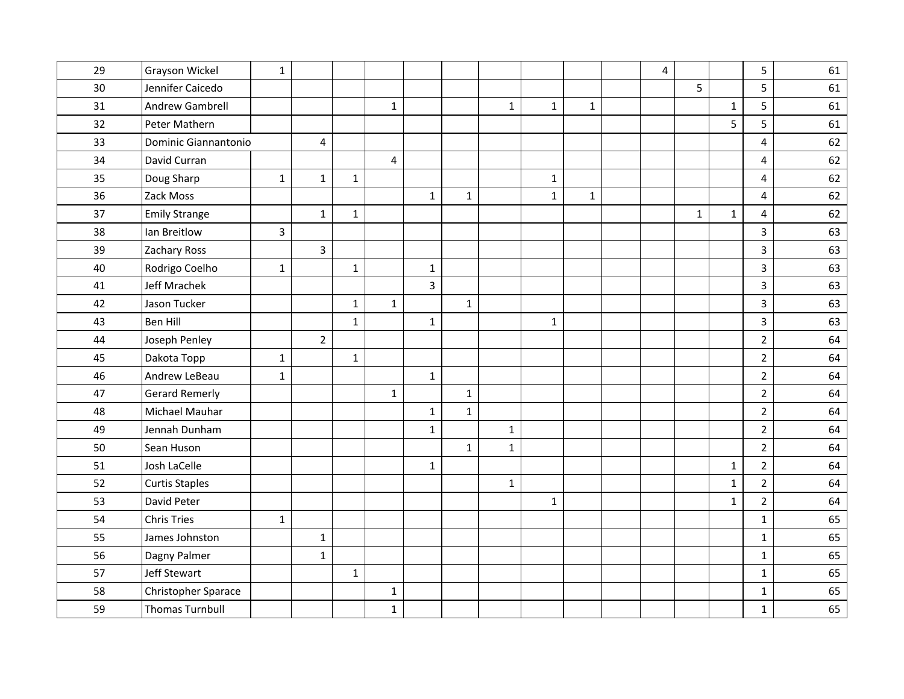| | | | | | | | | | | | | | | | | |
|---|---|---|---|---|---|---|---|---|---|---|---|---|---|---|---|---|
| 29 | Grayson Wickel | 1 | | | | | | | | | | 4 | | | 5 | 61 |
| 30 | Jennifer Caicedo | | | | | | | | | | | | 5 | | 5 | 61 |
| 31 | Andrew Gambrell | | | | 1 | | | 1 | 1 | 1 | | | | 1 | 5 | 61 |
| 32 | Peter Mathern | | | | | | | | | | | | | 5 | 5 | 61 |
| 33 | Dominic Giannantonio | | 4 | | | | | | | | | | | | 4 | 62 |
| 34 | David Curran | | | | 4 | | | | | | | | | | 4 | 62 |
| 35 | Doug Sharp | 1 | 1 | 1 | | | | | 1 | | | | | | 4 | 62 |
| 36 | Zack Moss | | | | | 1 | 1 | | 1 | 1 | | | | | 4 | 62 |
| 37 | Emily Strange | | 1 | 1 | | | | | | | | | 1 | 1 | 4 | 62 |
| 38 | Ian Breitlow | 3 | | | | | | | | | | | | | 3 | 63 |
| 39 | Zachary Ross | | 3 | | | | | | | | | | | | 3 | 63 |
| 40 | Rodrigo Coelho | 1 | | 1 | | 1 | | | | | | | | | 3 | 63 |
| 41 | Jeff Mrachek | | | | | 3 | | | | | | | | | 3 | 63 |
| 42 | Jason Tucker | | | 1 | 1 | | 1 | | | | | | | | 3 | 63 |
| 43 | Ben Hill | | | 1 | | 1 | | | 1 | | | | | | 3 | 63 |
| 44 | Joseph Penley | | 2 | | | | | | | | | | | | 2 | 64 |
| 45 | Dakota Topp | 1 | | 1 | | | | | | | | | | | 2 | 64 |
| 46 | Andrew LeBeau | 1 | | | | 1 | | | | | | | | | 2 | 64 |
| 47 | Gerard Remerly | | | | 1 | | 1 | | | | | | | | 2 | 64 |
| 48 | Michael Mauhar | | | | | 1 | 1 | | | | | | | | 2 | 64 |
| 49 | Jennah Dunham | | | | | 1 | | 1 | | | | | | | 2 | 64 |
| 50 | Sean Huson | | | | | | 1 | 1 | | | | | | | 2 | 64 |
| 51 | Josh LaCelle | | | | | 1 | | | | | | | | 1 | 2 | 64 |
| 52 | Curtis Staples | | | | | | | 1 | | | | | | 1 | 2 | 64 |
| 53 | David Peter | | | | | | | | 1 | | | | | 1 | 2 | 64 |
| 54 | Chris Tries | 1 | | | | | | | | | | | | | 1 | 65 |
| 55 | James Johnston | | 1 | | | | | | | | | | | | 1 | 65 |
| 56 | Dagny Palmer | | 1 | | | | | | | | | | | | 1 | 65 |
| 57 | Jeff Stewart | | | 1 | | | | | | | | | | | 1 | 65 |
| 58 | Christopher Sparace | | | | 1 | | | | | | | | | | 1 | 65 |
| 59 | Thomas Turnbull | | | | 1 | | | | | | | | | | 1 | 65 |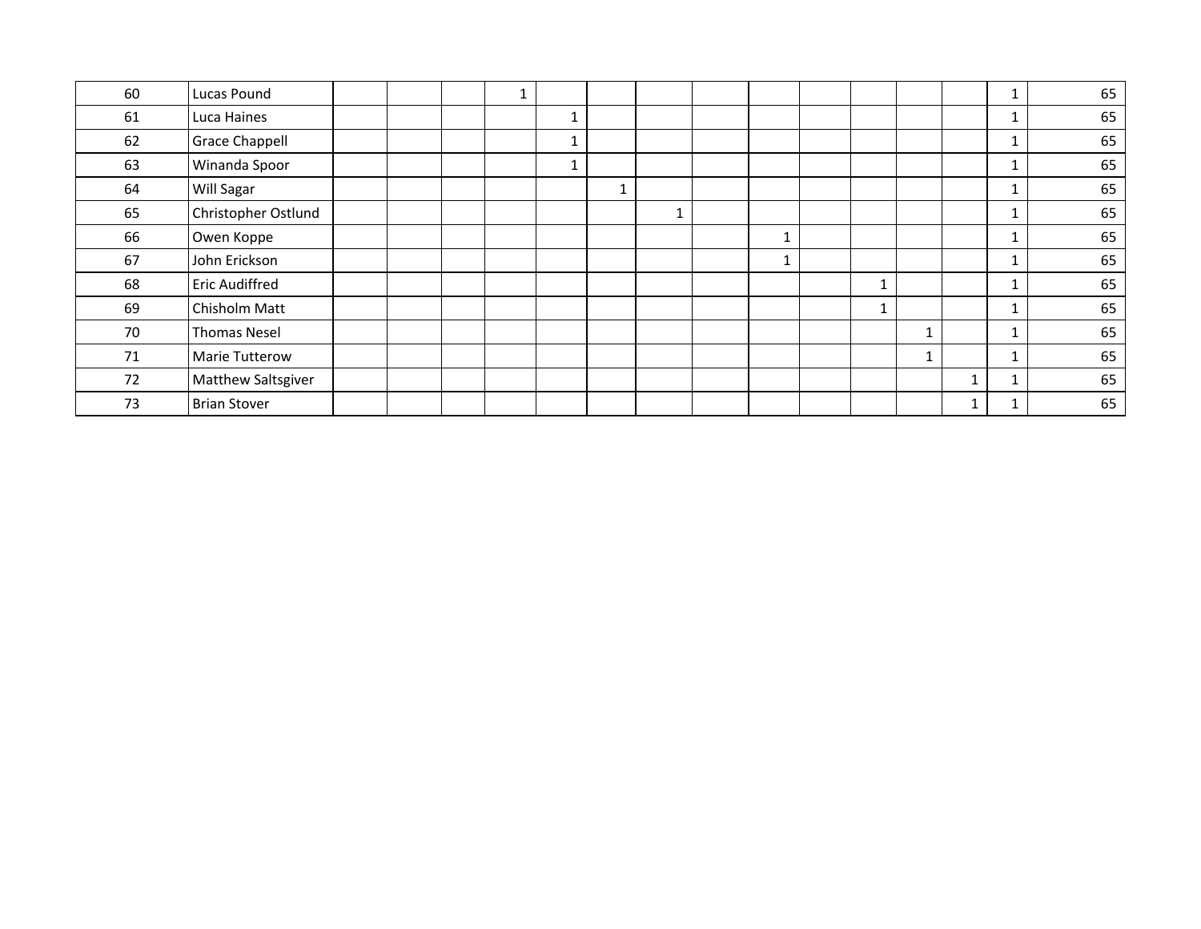| | | | | | | | | | | | | | | | | |
|---|---|---|---|---|---|---|---|---|---|---|---|---|---|---|---|---|
| 60 | Lucas Pound | | | | 1 | | | | | | | | | | 1 | 65 |
| 61 | Luca Haines | | | | | 1 | | | | | | | | | 1 | 65 |
| 62 | Grace Chappell | | | | | 1 | | | | | | | | | 1 | 65 |
| 63 | Winanda Spoor | | | | | 1 | | | | | | | | | 1 | 65 |
| 64 | Will Sagar | | | | | | 1 | | | | | | | | 1 | 65 |
| 65 | Christopher Ostlund | | | | | | | 1 | | | | | | | 1 | 65 |
| 66 | Owen Koppe | | | | | | | | | 1 | | | | | 1 | 65 |
| 67 | John Erickson | | | | | | | | | 1 | | | | | 1 | 65 |
| 68 | Eric Audiffred | | | | | | | | | | | 1 | | | 1 | 65 |
| 69 | Chisholm Matt | | | | | | | | | | | 1 | | | 1 | 65 |
| 70 | Thomas Nesel | | | | | | | | | | | | 1 | | 1 | 65 |
| 71 | Marie Tutterow | | | | | | | | | | | | 1 | | 1 | 65 |
| 72 | Matthew Saltsgiver | | | | | | | | | | | | | 1 | 1 | 65 |
| 73 | Brian Stover | | | | | | | | | | | | | 1 | 1 | 65 |